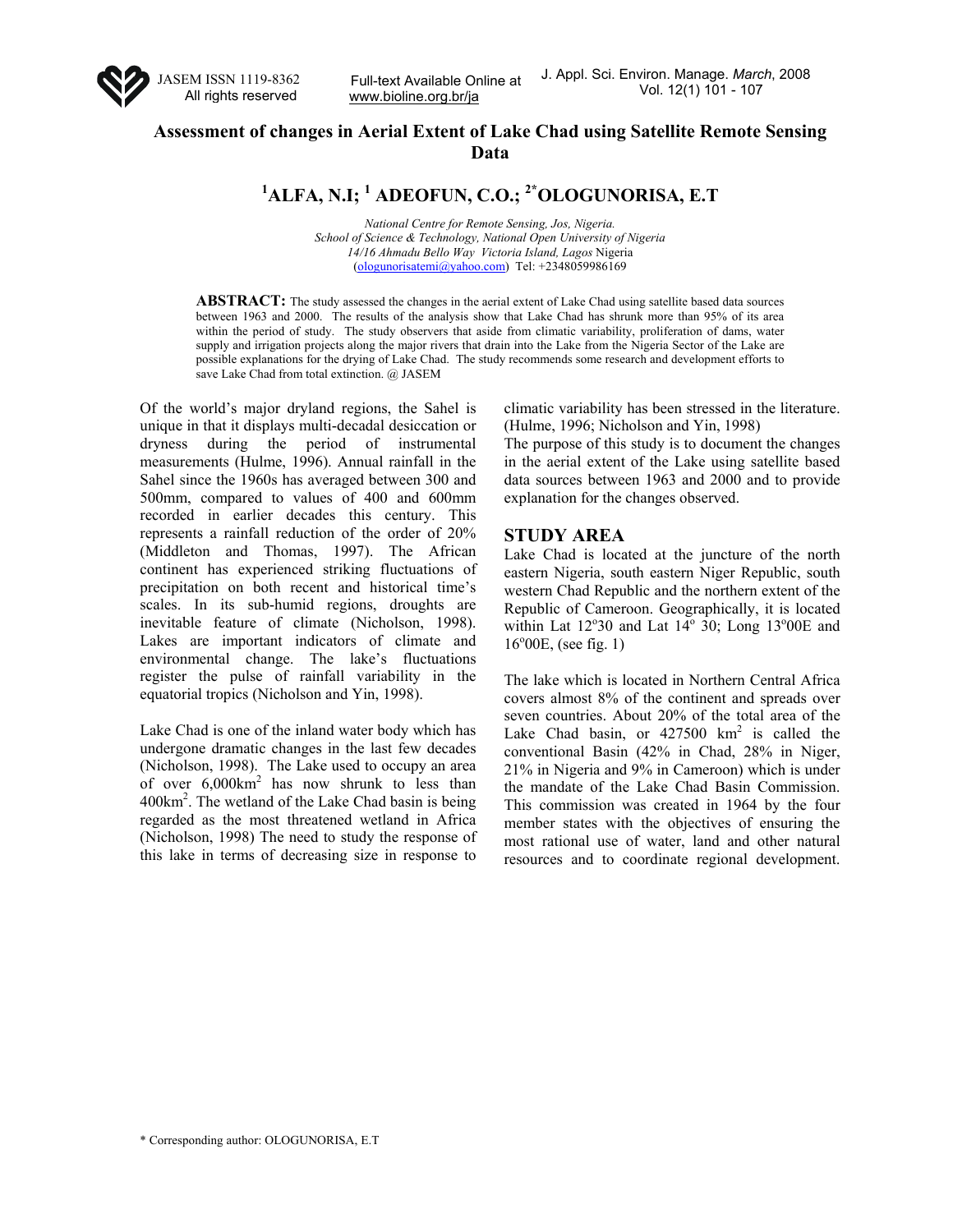# Assessment of changes in Aerial Extent of Lake Chad using Satellite Remote Sensing Data

**[1]ALFA, N.I; [1] ADEOFUN, C.O.; [2*]OLOGUNORISA, E.T**

*National Centre for Remote Sensing, Jos, Nigeria.*
*School of Science & Technology, National Open University of Nigeria*
*14/16 Ahmadu Bello Way Victoria Island, Lagos* Nigeria
(ologunorisatemi@yahoo.com) Tel: +2348059986169

**ABSTRACT:** The study assessed the changes in the aerial extent of Lake Chad using satellite based data sources between 1963 and 2000. The results of the analysis show that Lake Chad has shrunk more than 95% of its area within the period of study. The study observers that aside from climatic variability, proliferation of dams, water supply and irrigation projects along the major rivers that drain into the Lake from the Nigeria Sector of the Lake are possible explanations for the drying of Lake Chad. The study recommends some research and development efforts to save Lake Chad from total extinction. @ JASEM

Of the world's major dryland regions, the Sahel is unique in that it displays multi-decadal desiccation or dryness during the period of instrumental measurements (Hulme, 1996). Annual rainfall in the Sahel since the 1960s has averaged between 300 and 500mm, compared to values of 400 and 600mm recorded in earlier decades this century. This represents a rainfall reduction of the order of 20% (Middleton and Thomas, 1997). The African continent has experienced striking fluctuations of precipitation on both recent and historical time's scales. In its sub-humid regions, droughts are inevitable feature of climate (Nicholson, 1998). Lakes are important indicators of climate and environmental change. The lake's fluctuations register the pulse of rainfall variability in the equatorial tropics (Nicholson and Yin, 1998).

Lake Chad is one of the inland water body which has undergone dramatic changes in the last few decades (Nicholson, 1998). The Lake used to occupy an area of over 6,000km$^2$ has now shrunk to less than 400km$^2$. The wetland of the Lake Chad basin is being regarded as the most threatened wetland in Africa (Nicholson, 1998) The need to study the response of this lake in terms of decreasing size in response to climatic variability has been stressed in the literature. (Hulme, 1996; Nicholson and Yin, 1998)

The purpose of this study is to document the changes in the aerial extent of the Lake using satellite based data sources between 1963 and 2000 and to provide explanation for the changes observed.

## STUDY AREA

Lake Chad is located at the juncture of the north eastern Nigeria, south eastern Niger Republic, south western Chad Republic and the northern extent of the Republic of Cameroon. Geographically, it is located within Lat 12°30 and Lat 14° 30; Long 13°00E and 16°00E, (see fig. 1)

The lake which is located in Northern Central Africa covers almost 8% of the continent and spreads over seven countries. About 20% of the total area of the Lake Chad basin, or 427500 km$^2$ is called the conventional Basin (42% in Chad, 28% in Niger, 21% in Nigeria and 9% in Cameroon) which is under the mandate of the Lake Chad Basin Commission. This commission was created in 1964 by the four member states with the objectives of ensuring the most rational use of water, land and other natural resources and to coordinate regional development.

\* Corresponding author: OLOGUNORISA, E.T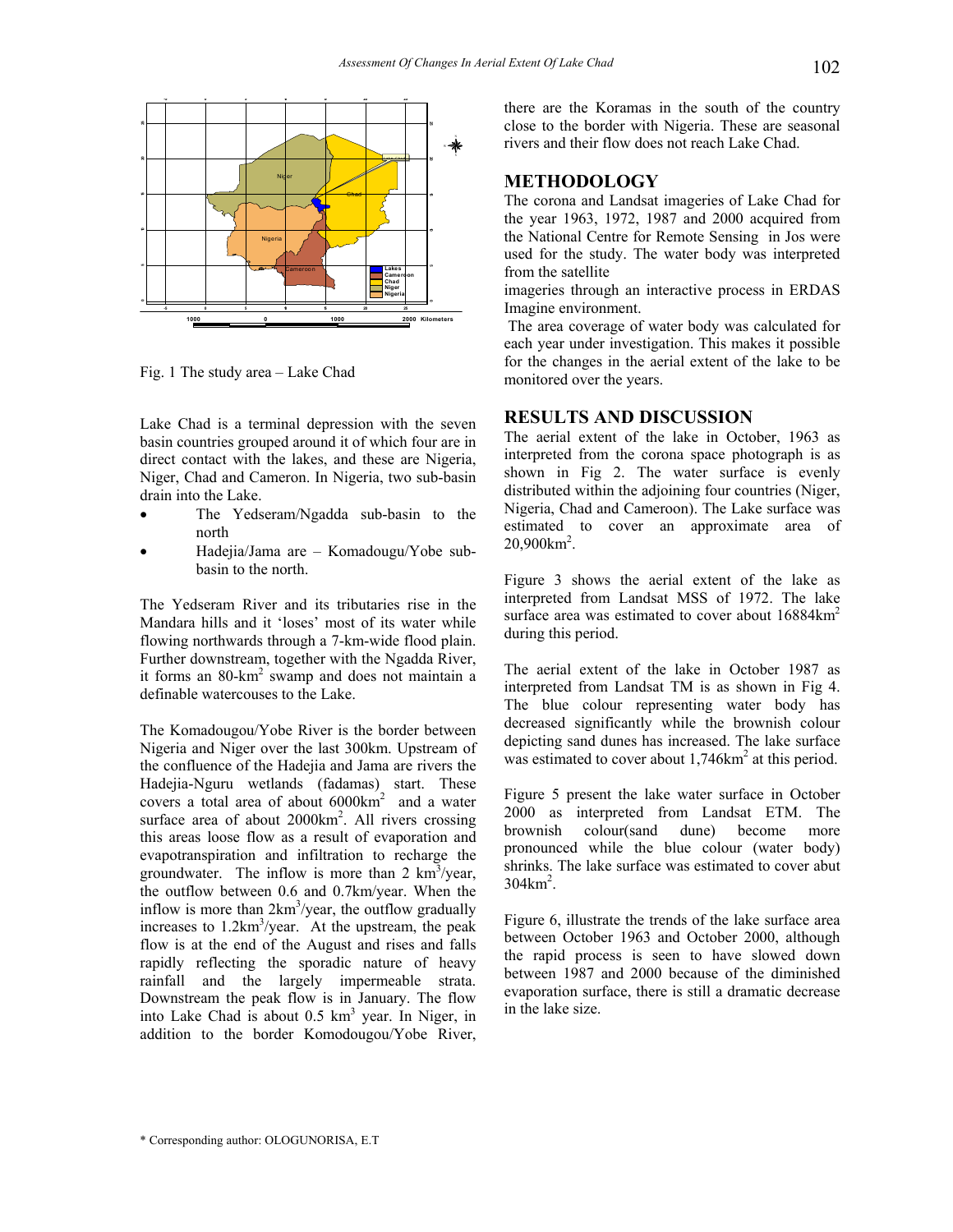Fig. 1 The study area – Lake Chad

Lake Chad is a terminal depression with the seven basin countries grouped around it of which four are in direct contact with the lakes, and these are Nigeria, Niger, Chad and Cameron. In Nigeria, two sub-basin drain into the Lake.

- The Yedseram/Ngadda sub-basin to the north
- Hadejia/Jama are – Komadougu/Yobe sub-basin to the north.

The Yedseram River and its tributaries rise in the Mandara hills and it 'loses' most of its water while flowing northwards through a 7-km-wide flood plain. Further downstream, together with the Ngadda River, it forms an 80-km$^2$ swamp and does not maintain a definable watercouses to the Lake.

The Komadougou/Yobe River is the border between Nigeria and Niger over the last 300km. Upstream of the confluence of the Hadejia and Jama are rivers the Hadejia-Nguru wetlands (fadamas) start. These covers a total area of about 6000km$^2$ and a water surface area of about 2000km$^2$. All rivers crossing this areas loose flow as a result of evaporation and evapotranspiration and infiltration to recharge the groundwater. The inflow is more than 2 km$^3$/year, the outflow between 0.6 and 0.7km/year. When the inflow is more than 2km$^3$/year, the outflow gradually increases to 1.2km$^3$/year. At the upstream, the peak flow is at the end of the August and rises and falls rapidly reflecting the sporadic nature of heavy rainfall and the largely impermeable strata. Downstream the peak flow is in January. The flow into Lake Chad is about 0.5 km$^3$ year. In Niger, in addition to the border Komodougou/Yobe River, there are the Koramas in the south of the country close to the border with Nigeria. These are seasonal rivers and their flow does not reach Lake Chad.

## METHODOLOGY

The corona and Landsat imageries of Lake Chad for the year 1963, 1972, 1987 and 2000 acquired from the National Centre for Remote Sensing in Jos were used for the study. The water body was interpreted from the satellite imageries through an interactive process in ERDAS Imagine environment.

The area coverage of water body was calculated for each year under investigation. This makes it possible for the changes in the aerial extent of the lake to be monitored over the years.

## RESULTS AND DISCUSSION

The aerial extent of the lake in October, 1963 as interpreted from the corona space photograph is as shown in Fig 2. The water surface is evenly distributed within the adjoining four countries (Niger, Nigeria, Chad and Cameroon). The Lake surface was estimated to cover an approximate area of 20,900km$^2$.

Figure 3 shows the aerial extent of the lake as interpreted from Landsat MSS of 1972. The lake surface area was estimated to cover about 16884km$^2$ during this period.

The aerial extent of the lake in October 1987 as interpreted from Landsat TM is as shown in Fig 4. The blue colour representing water body has decreased significantly while the brownish colour depicting sand dunes has increased. The lake surface was estimated to cover about 1,746km$^2$ at this period.

Figure 5 present the lake water surface in October 2000 as interpreted from Landsat ETM. The brownish colour(sand dune) become more pronounced while the blue colour (water body) shrinks. The lake surface was estimated to cover abut 304km$^2$.

Figure 6, illustrate the trends of the lake surface area between October 1963 and October 2000, although the rapid process is seen to have slowed down between 1987 and 2000 because of the diminished evaporation surface, there is still a dramatic decrease in the lake size.

* Corresponding author: OLOGUNORISA, E.T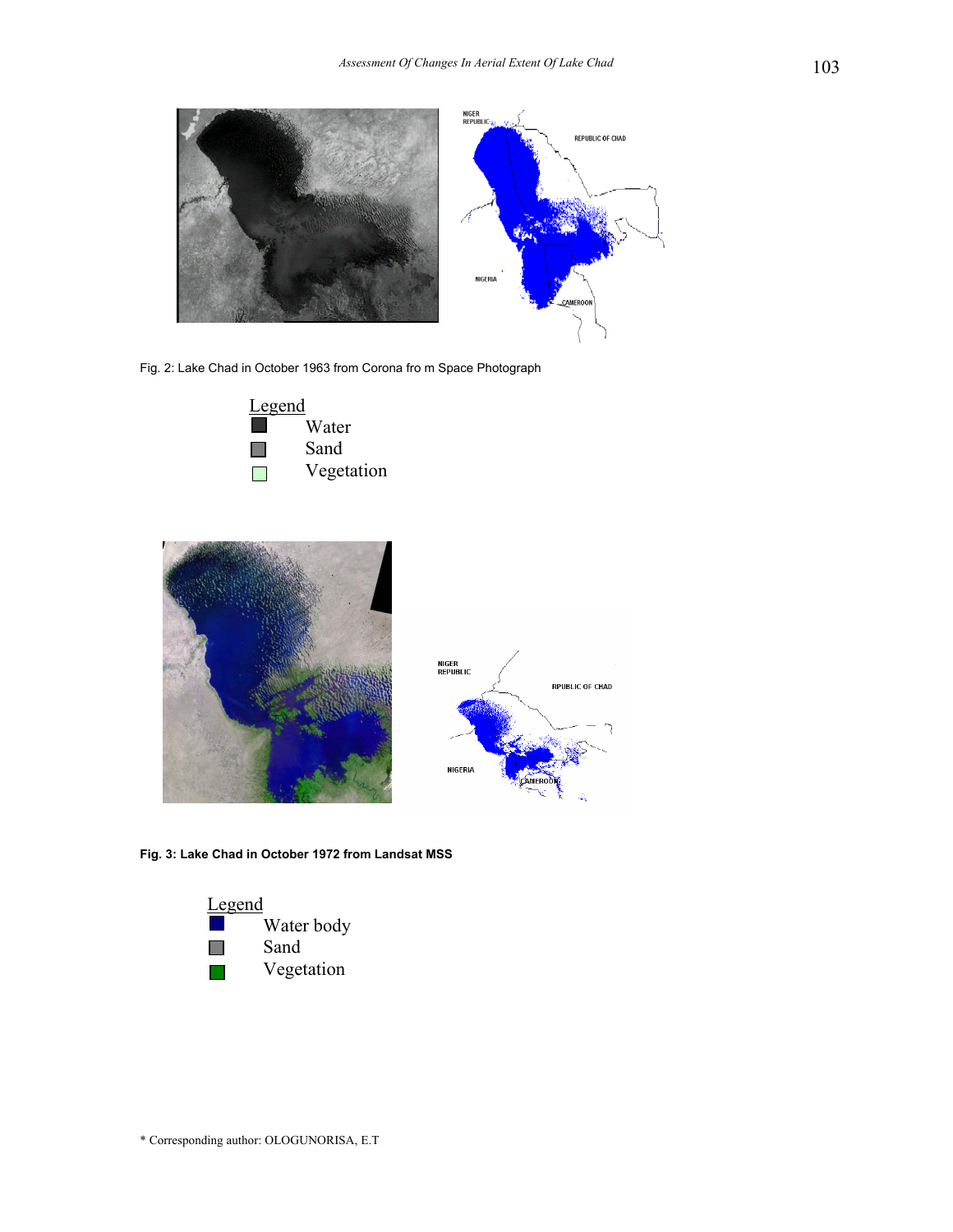Fig. 2: Lake Chad in October 1963 from Corona fro m Space Photograph

Legend

- Water
- Sand
- Vegetation

**Fig. 3: Lake Chad in October 1972 from Landsat MSS**

Legend

- Water body
- Sand
- Vegetation

* Corresponding author: OLOGUNORISA, E.T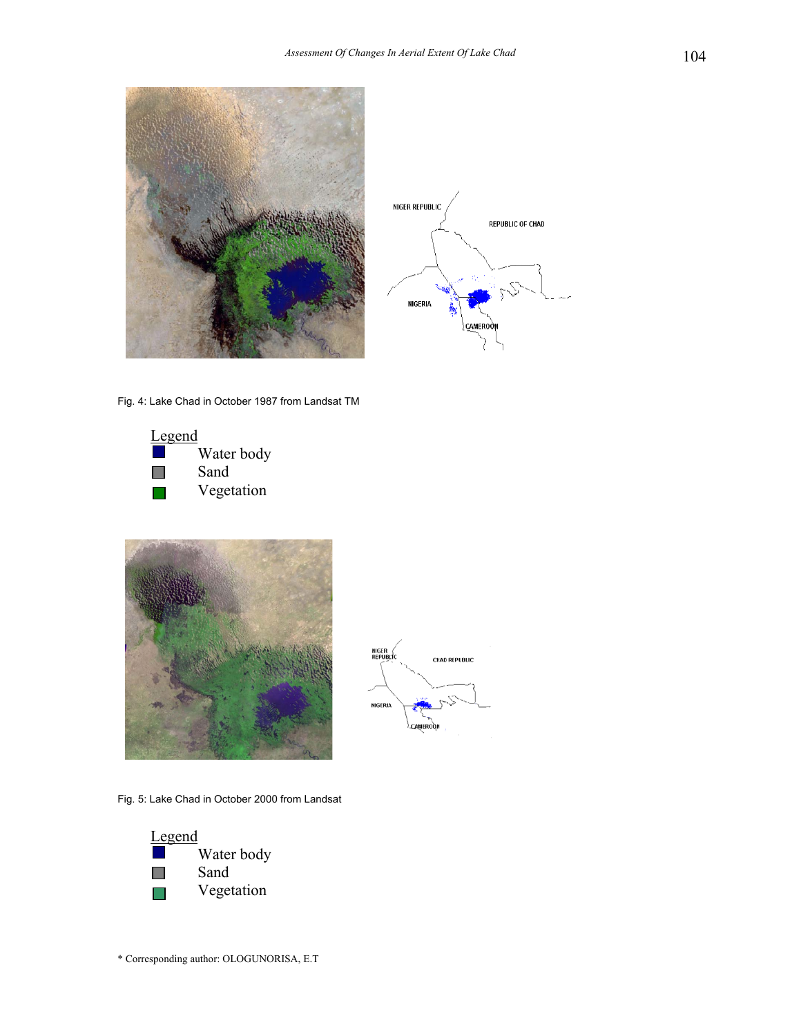Fig. 4: Lake Chad in October 1987 from Landsat TM

Legend

- Water body
- Sand
- Vegetation

Fig. 5: Lake Chad in October 2000 from Landsat

Legend

- Water body
- Sand
- Vegetation

* Corresponding author: OLOGUNORISA, E.T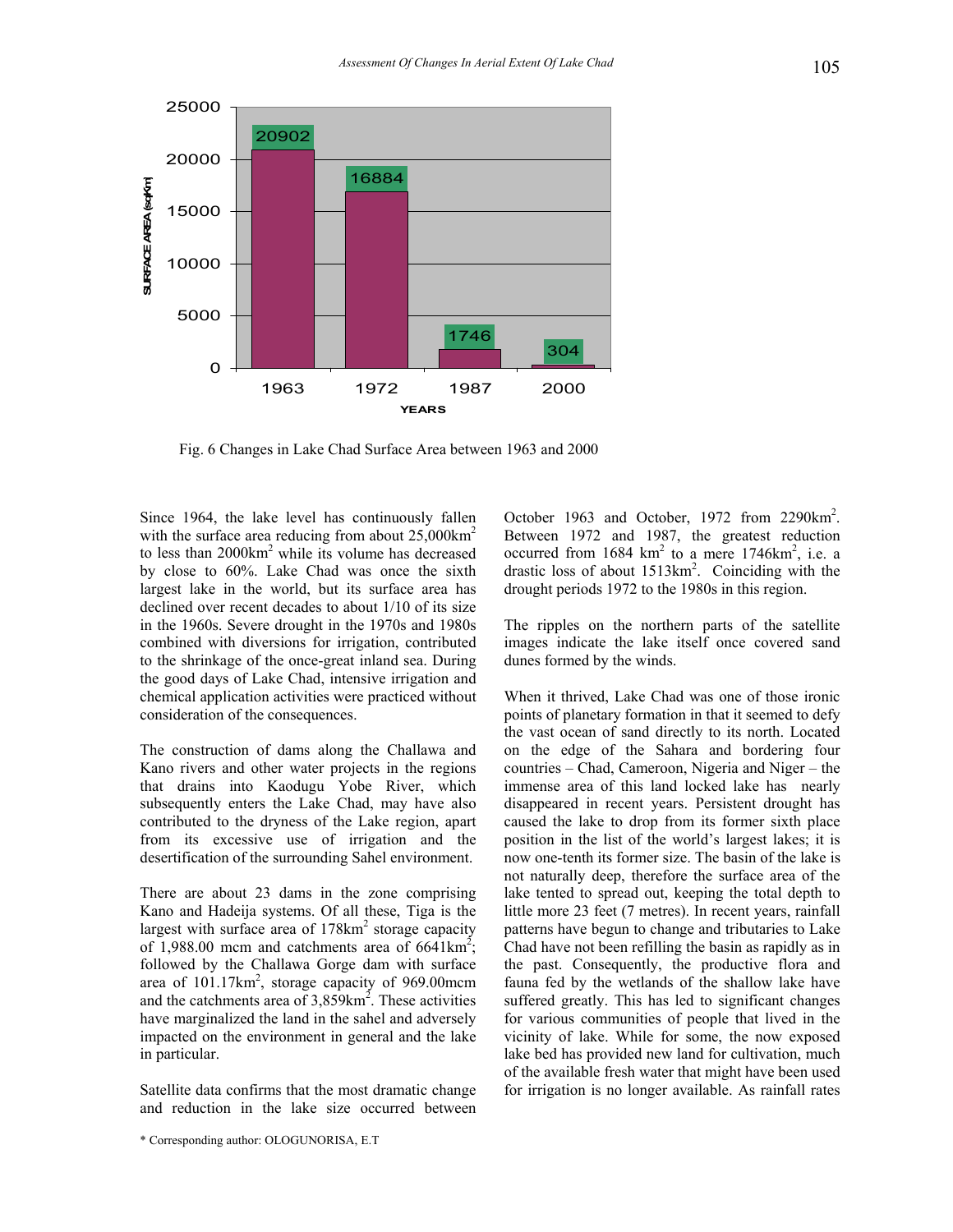Fig. 6 Changes in Lake Chad Surface Area between 1963 and 2000

Since 1964, the lake level has continuously fallen with the surface area reducing from about 25,000km$^2$ to less than 2000km$^2$ while its volume has decreased by close to 60%. Lake Chad was once the sixth largest lake in the world, but its surface area has declined over recent decades to about 1/10 of its size in the 1960s. Severe drought in the 1970s and 1980s combined with diversions for irrigation, contributed to the shrinkage of the once-great inland sea. During the good days of Lake Chad, intensive irrigation and chemical application activities were practiced without consideration of the consequences.

The construction of dams along the Challawa and Kano rivers and other water projects in the regions that drains into Kaodugu Yobe River, which subsequently enters the Lake Chad, may have also contributed to the dryness of the Lake region, apart from its excessive use of irrigation and the desertification of the surrounding Sahel environment.

There are about 23 dams in the zone comprising Kano and Hadeija systems. Of all these, Tiga is the largest with surface area of 178km$^2$ storage capacity of 1,988.00 mcm and catchments area of 6641km$^2$; followed by the Challawa Gorge dam with surface area of 101.17km$^2$, storage capacity of 969.00mcm and the catchments area of 3,859km$^2$. These activities have marginalized the land in the sahel and adversely impacted on the environment in general and the lake in particular.

Satellite data confirms that the most dramatic change and reduction in the lake size occurred between October 1963 and October, 1972 from 2290km$^2$. Between 1972 and 1987, the greatest reduction occurred from 1684 km$^2$ to a mere 1746km$^2$, i.e. a drastic loss of about 1513km$^2$. Coinciding with the drought periods 1972 to the 1980s in this region.

The ripples on the northern parts of the satellite images indicate the lake itself once covered sand dunes formed by the winds.

When it thrived, Lake Chad was one of those ironic points of planetary formation in that it seemed to defy the vast ocean of sand directly to its north. Located on the edge of the Sahara and bordering four countries – Chad, Cameroon, Nigeria and Niger – the immense area of this land locked lake has nearly disappeared in recent years. Persistent drought has caused the lake to drop from its former sixth place position in the list of the world's largest lakes; it is now one-tenth its former size. The basin of the lake is not naturally deep, therefore the surface area of the lake tented to spread out, keeping the total depth to little more 23 feet (7 metres). In recent years, rainfall patterns have begun to change and tributaries to Lake Chad have not been refilling the basin as rapidly as in the past. Consequently, the productive flora and fauna fed by the wetlands of the shallow lake have suffered greatly. This has led to significant changes for various communities of people that lived in the vicinity of lake. While for some, the now exposed lake bed has provided new land for cultivation, much of the available fresh water that might have been used for irrigation is no longer available. As rainfall rates

* Corresponding author: OLOGUNORISA, E.T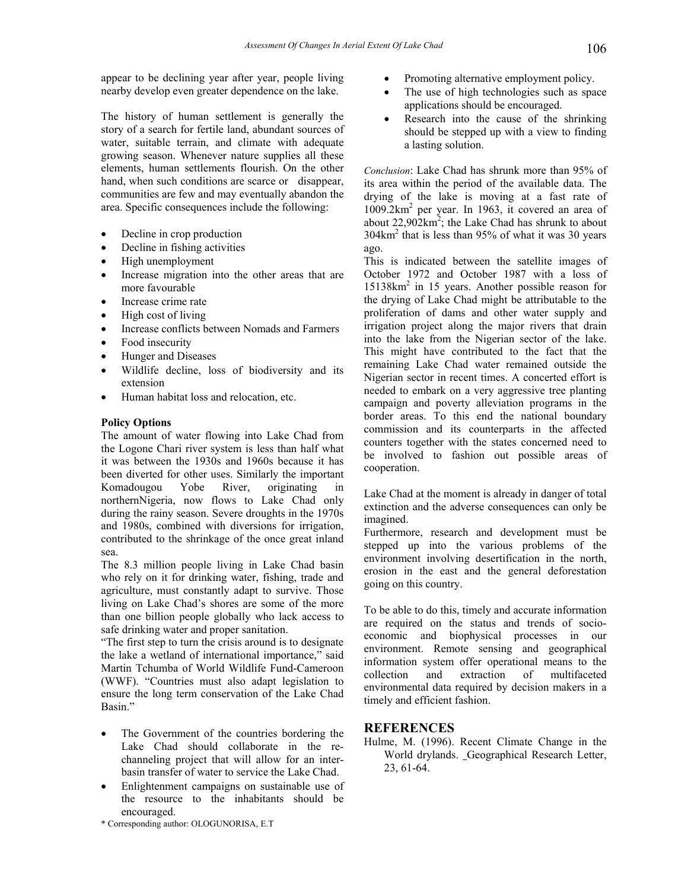appear to be declining year after year, people living nearby develop even greater dependence on the lake.

The history of human settlement is generally the story of a search for fertile land, abundant sources of water, suitable terrain, and climate with adequate growing season. Whenever nature supplies all these elements, human settlements flourish. On the other hand, when such conditions are scarce or disappear, communities are few and may eventually abandon the area. Specific consequences include the following:

- Decline in crop production
- Decline in fishing activities
- High unemployment
- Increase migration into the other areas that are more favourable
- Increase crime rate
- High cost of living
- Increase conflicts between Nomads and Farmers
- Food insecurity
- Hunger and Diseases
- Wildlife decline, loss of biodiversity and its extension
- Human habitat loss and relocation, etc.

**Policy Options**

The amount of water flowing into Lake Chad from the Logone Chari river system is less than half what it was between the 1930s and 1960s because it has been diverted for other uses. Similarly the important Komadougou Yobe River, originating in northernNigeria, now flows to Lake Chad only during the rainy season. Severe droughts in the 1970s and 1980s, combined with diversions for irrigation, contributed to the shrinkage of the once great inland sea.

The 8.3 million people living in Lake Chad basin who rely on it for drinking water, fishing, trade and agriculture, must constantly adapt to survive. Those living on Lake Chad's shores are some of the more than one billion people globally who lack access to safe drinking water and proper sanitation.

"The first step to turn the crisis around is to designate the lake a wetland of international importance," said Martin Tchumba of World Wildlife Fund-Cameroon (WWF). "Countries must also adapt legislation to ensure the long term conservation of the Lake Chad Basin."

- The Government of the countries bordering the Lake Chad should collaborate in the re-channeling project that will allow for an inter-basin transfer of water to service the Lake Chad.
- Enlightenment campaigns on sustainable use of the resource to the inhabitants should be encouraged.
- Promoting alternative employment policy.
- The use of high technologies such as space applications should be encouraged.
- Research into the cause of the shrinking should be stepped up with a view to finding a lasting solution.

*Conclusion*: Lake Chad has shrunk more than 95% of its area within the period of the available data. The drying of the lake is moving at a fast rate of $1009.2km^2$ per year. In 1963, it covered an area of about $22{,}902km^2$; the Lake Chad has shrunk to about $304km^2$ that is less than 95% of what it was 30 years ago.

This is indicated between the satellite images of October 1972 and October 1987 with a loss of $15138km^2$ in 15 years. Another possible reason for the drying of Lake Chad might be attributable to the proliferation of dams and other water supply and irrigation project along the major rivers that drain into the lake from the Nigerian sector of the lake. This might have contributed to the fact that the remaining Lake Chad water remained outside the Nigerian sector in recent times. A concerted effort is needed to embark on a very aggressive tree planting campaign and poverty alleviation programs in the border areas. To this end the national boundary commission and its counterparts in the affected counters together with the states concerned need to be involved to fashion out possible areas of cooperation.

Lake Chad at the moment is already in danger of total extinction and the adverse consequences can only be imagined.

Furthermore, research and development must be stepped up into the various problems of the environment involving desertification in the north, erosion in the east and the general deforestation going on this country.

To be able to do this, timely and accurate information are required on the status and trends of socio-economic and biophysical processes in our environment. Remote sensing and geographical information system offer operational means to the collection and extraction of multifaceted environmental data required by decision makers in a timely and efficient fashion.

## REFERENCES

Hulme, M. (1996). Recent Climate Change in the World drylands. _Geographical Research Letter, 23, 61-64.

* Corresponding author: OLOGUNORISA, E.T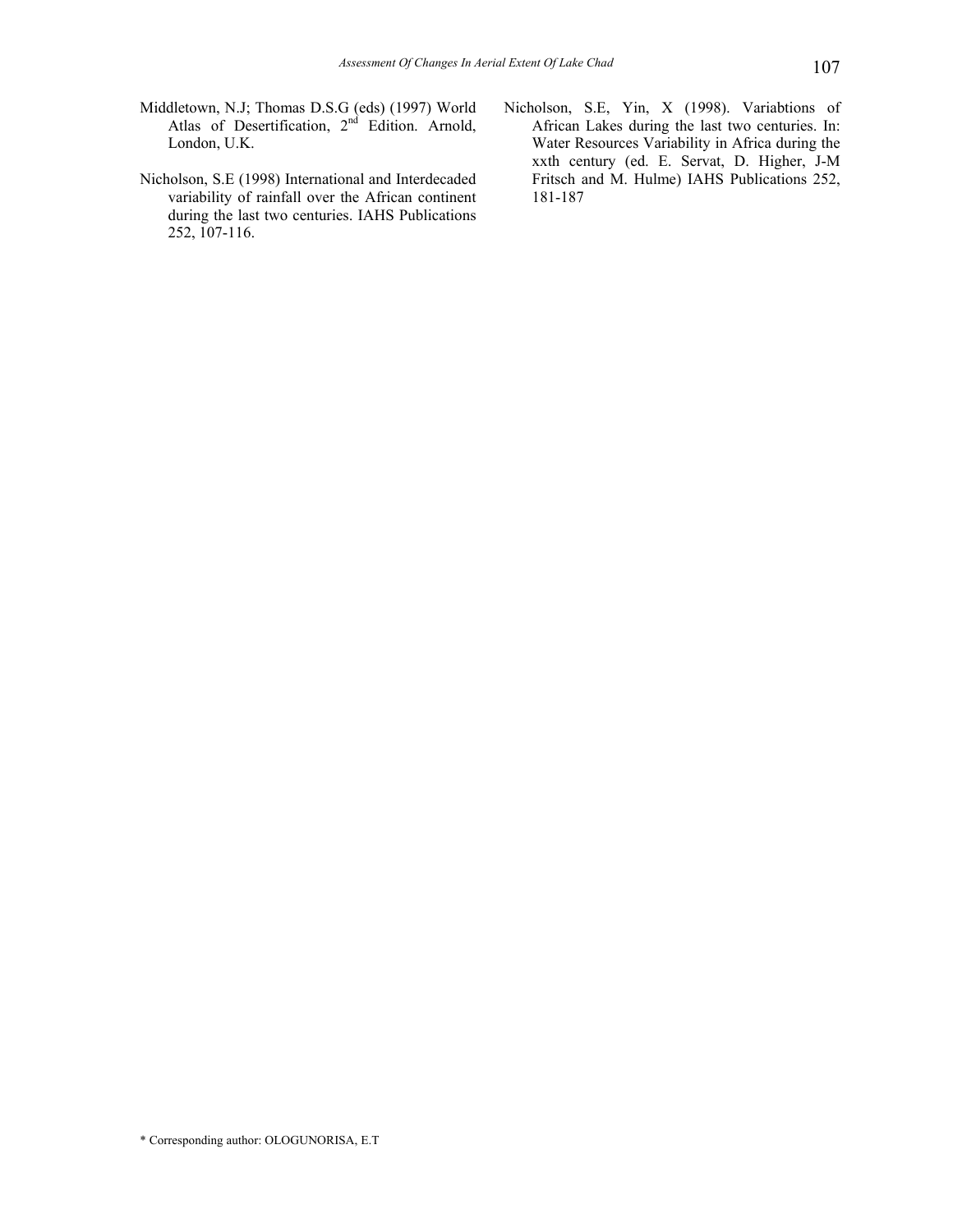Middletown, N.J; Thomas D.S.G (eds) (1997) World Atlas of Desertification, 2nd Edition. Arnold, London, U.K.

Nicholson, S.E (1998) International and Interdecaded variability of rainfall over the African continent during the last two centuries. IAHS Publications 252, 107-116.

Nicholson, S.E, Yin, X (1998). Variabtions of African Lakes during the last two centuries. In: Water Resources Variability in Africa during the xxth century (ed. E. Servat, D. Higher, J-M Fritsch and M. Hulme) IAHS Publications 252, 181-187

* Corresponding author: OLOGUNORISA, E.T